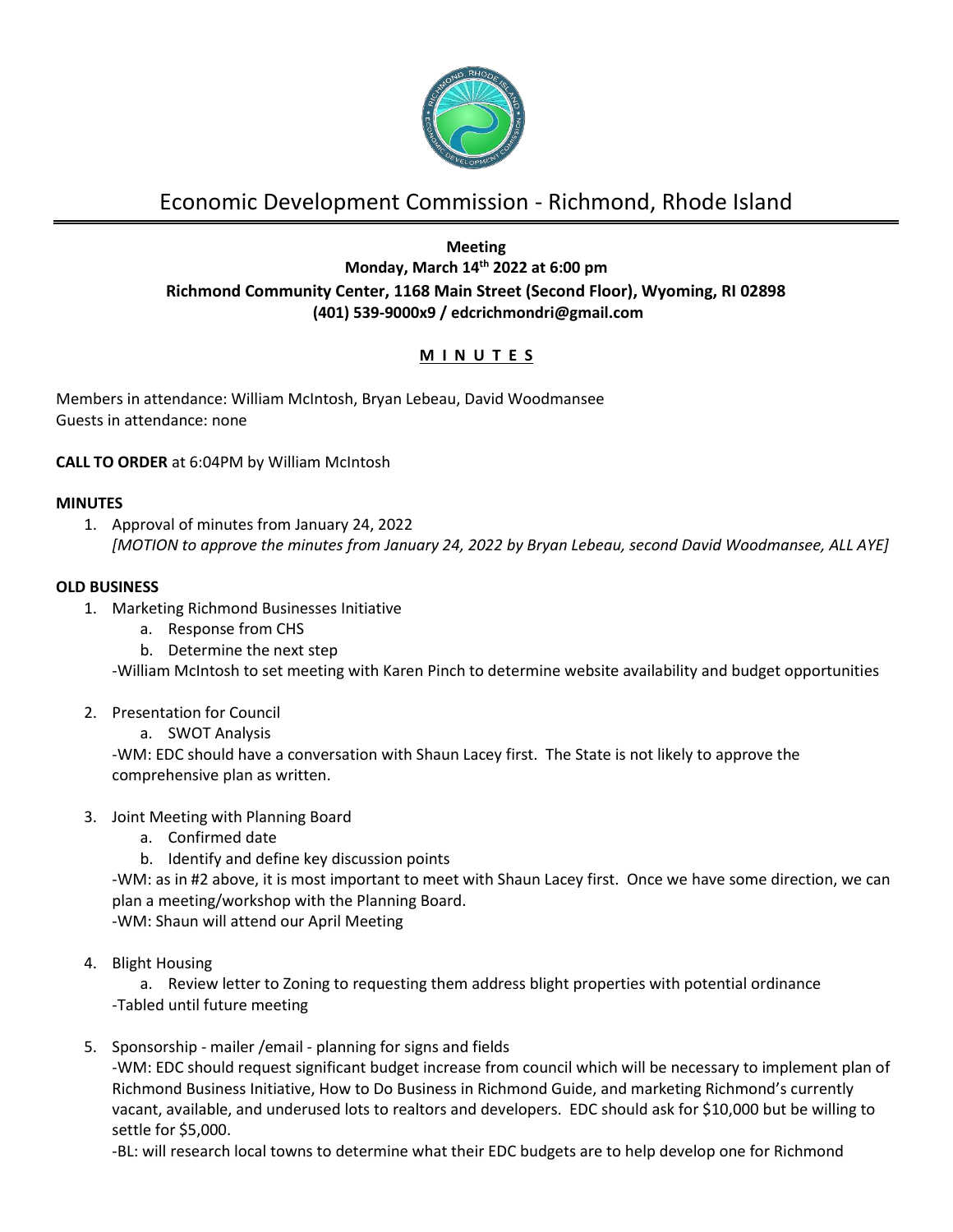# Economic Development Commission - Richmond, Rhode Island

**Meeting**
**Monday, March 14th 2022 at 6:00 pm**
**Richmond Community Center, 1168 Main Street (Second Floor), Wyoming, RI 02898**
**(401) 539-9000x9 / edcrichmondri@gmail.com**

**M I N U T E S**

Members in attendance: William McIntosh, Bryan Lebeau, David Woodmansee
Guests in attendance: none

**CALL TO ORDER** at 6:04PM by William McIntosh

**MINUTES**

1. Approval of minutes from January 24, 2022
   *[MOTION to approve the minutes from January 24, 2022 by Bryan Lebeau, second David Woodmansee, ALL AYE]*

**OLD BUSINESS**

1. Marketing Richmond Businesses Initiative
   a. Response from CHS
   b. Determine the next step

   -William McIntosh to set meeting with Karen Pinch to determine website availability and budget opportunities

2. Presentation for Council
   a. SWOT Analysis

   -WM: EDC should have a conversation with Shaun Lacey first. The State is not likely to approve the comprehensive plan as written.

3. Joint Meeting with Planning Board
   a. Confirmed date
   b. Identify and define key discussion points

   -WM: as in #2 above, it is most important to meet with Shaun Lacey first. Once we have some direction, we can plan a meeting/workshop with the Planning Board.
   -WM: Shaun will attend our April Meeting

4. Blight Housing
   a. Review letter to Zoning to requesting them address blight properties with potential ordinance

   -Tabled until future meeting

5. Sponsorship - mailer /email - planning for signs and fields
   -WM: EDC should request significant budget increase from council which will be necessary to implement plan of Richmond Business Initiative, How to Do Business in Richmond Guide, and marketing Richmond's currently vacant, available, and underused lots to realtors and developers. EDC should ask for $10,000 but be willing to settle for $5,000.
   -BL: will research local towns to determine what their EDC budgets are to help develop one for Richmond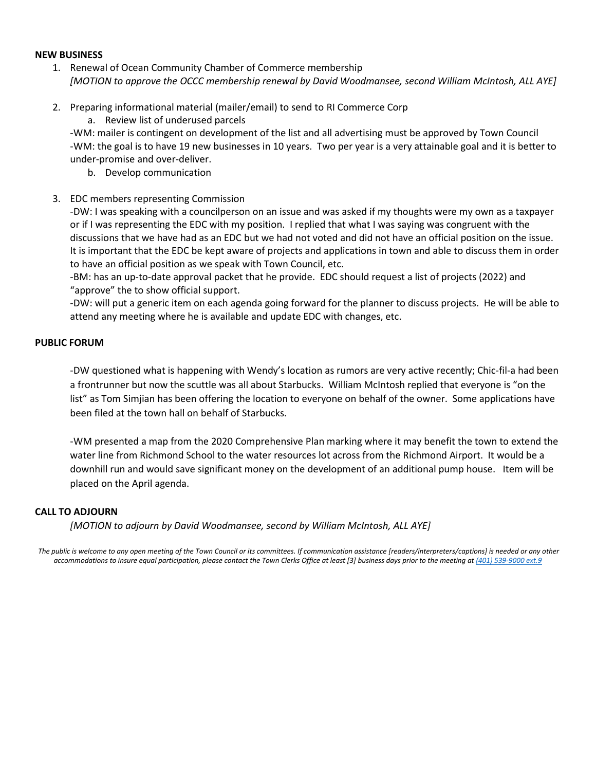**NEW BUSINESS**

1. Renewal of Ocean Community Chamber of Commerce membership
   *[MOTION to approve the OCCC membership renewal by David Woodmansee, second William McIntosh, ALL AYE]*

2. Preparing informational material (mailer/email) to send to RI Commerce Corp
   a. Review list of underused parcels

   -WM: mailer is contingent on development of the list and all advertising must be approved by Town Council
   -WM: the goal is to have 19 new businesses in 10 years. Two per year is a very attainable goal and it is better to under-promise and over-deliver.

   b. Develop communication

3. EDC members representing Commission
   -DW: I was speaking with a councilperson on an issue and was asked if my thoughts were my own as a taxpayer or if I was representing the EDC with my position. I replied that what I was saying was congruent with the discussions that we have had as an EDC but we had not voted and did not have an official position on the issue. It is important that the EDC be kept aware of projects and applications in town and able to discuss them in order to have an official position as we speak with Town Council, etc.
   -BM: has an up-to-date approval packet that he provide. EDC should request a list of projects (2022) and "approve" the to show official support.
   -DW: will put a generic item on each agenda going forward for the planner to discuss projects. He will be able to attend any meeting where he is available and update EDC with changes, etc.

**PUBLIC FORUM**

-DW questioned what is happening with Wendy's location as rumors are very active recently; Chic-fil-a had been a frontrunner but now the scuttle was all about Starbucks. William McIntosh replied that everyone is "on the list" as Tom Simjian has been offering the location to everyone on behalf of the owner. Some applications have been filed at the town hall on behalf of Starbucks.

-WM presented a map from the 2020 Comprehensive Plan marking where it may benefit the town to extend the water line from Richmond School to the water resources lot across from the Richmond Airport. It would be a downhill run and would save significant money on the development of an additional pump house. Item will be placed on the April agenda.

**CALL TO ADJOURN**

*[MOTION to adjourn by David Woodmansee, second by William McIntosh, ALL AYE]*

*The public is welcome to any open meeting of the Town Council or its committees. If communication assistance [readers/interpreters/captions] is needed or any other accommodations to insure equal participation, please contact the Town Clerks Office at least [3] business days prior to the meeting at (401) 539-9000 ext.9*